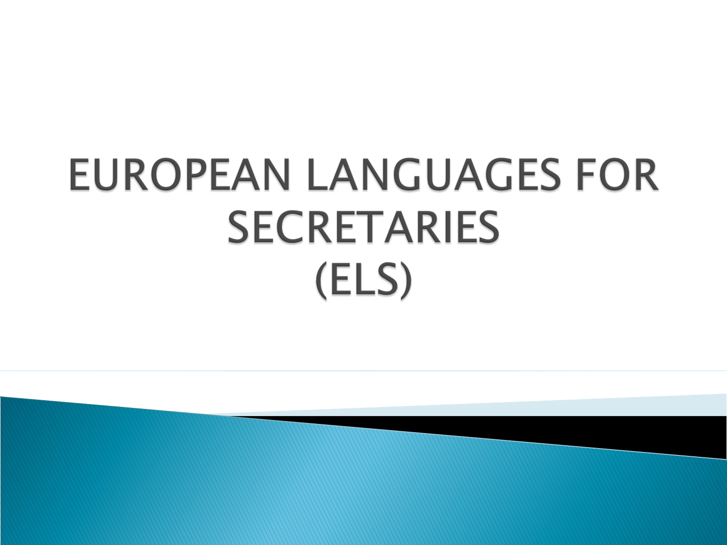# EUROPEAN LANGUAGES FOR SECRETARIES (ELS)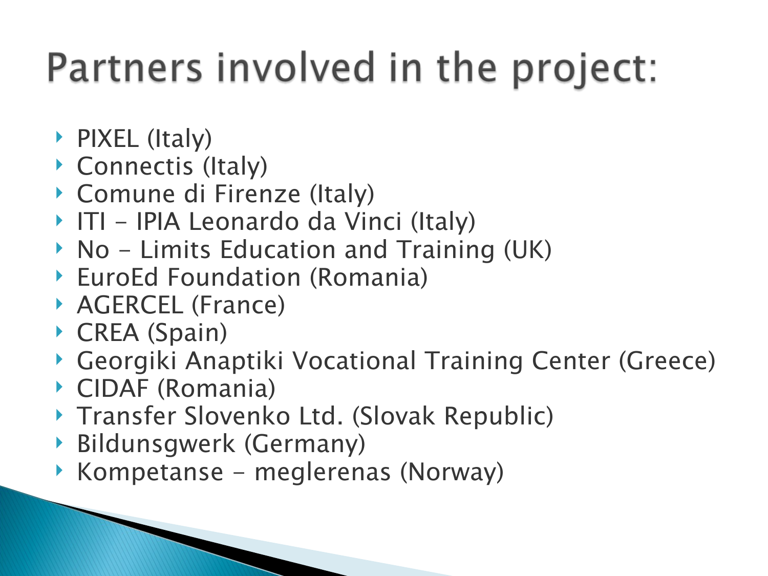# Partners involved in the project:

- PIXEL (Italy)
- Connectis (Italy)
- Comune di Firenze (Italy)
- ITI - IPIA Leonardo da Vinci (Italy)
- No - Limits Education and Training (UK)
- EuroEd Foundation (Romania)
- AGERCEL (France)
- CREA (Spain)
- Georgiki Anaptiki Vocational Training Center (Greece)
- CIDAF (Romania)
- Transfer Slovenko Ltd. (Slovak Republic)
- Bildunsgwerk (Germany)
- Kompetanse - meglerenas (Norway)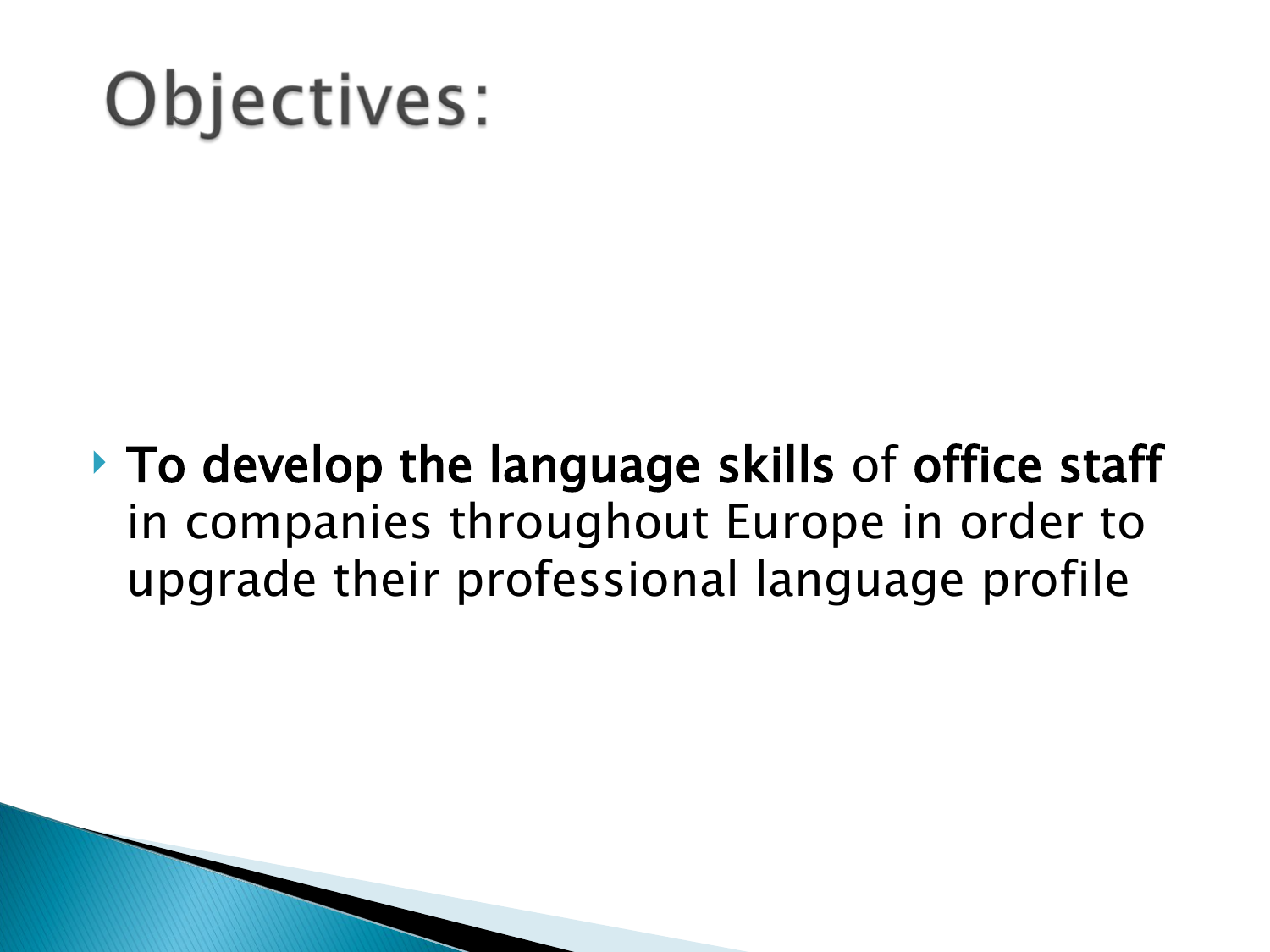# Objectives:

- **To develop the language skills** of **office staff** in companies throughout Europe in order to upgrade their professional language profile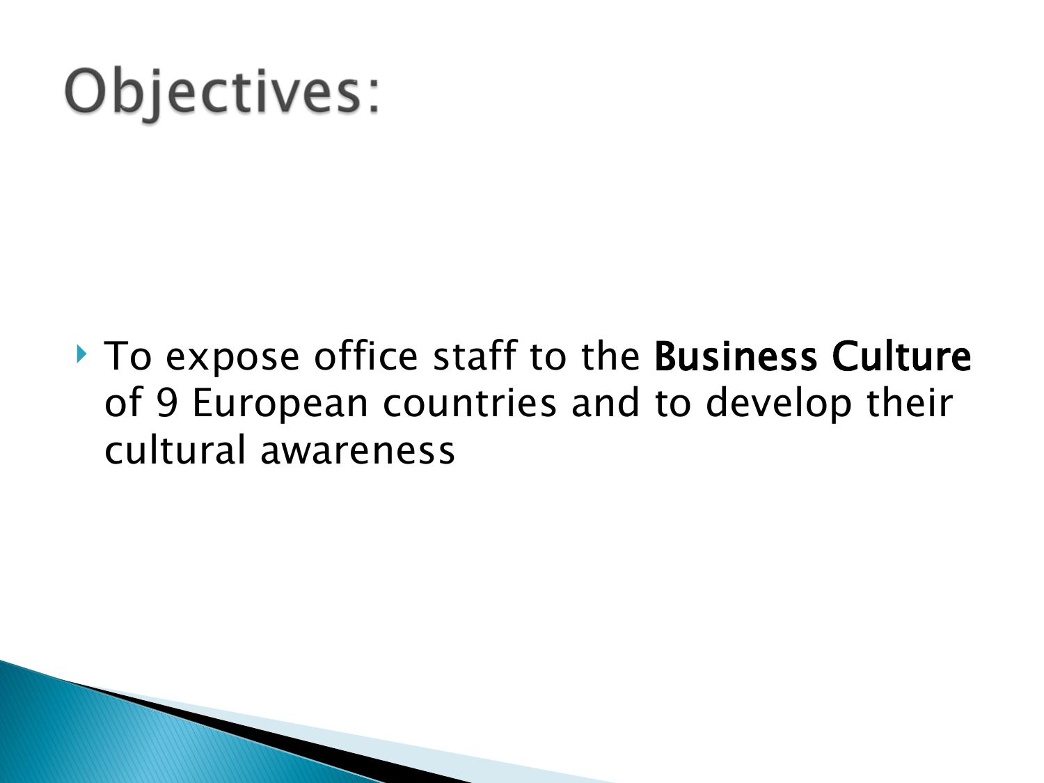# Objectives:

- To expose office staff to the **Business Culture** of 9 European countries and to develop their cultural awareness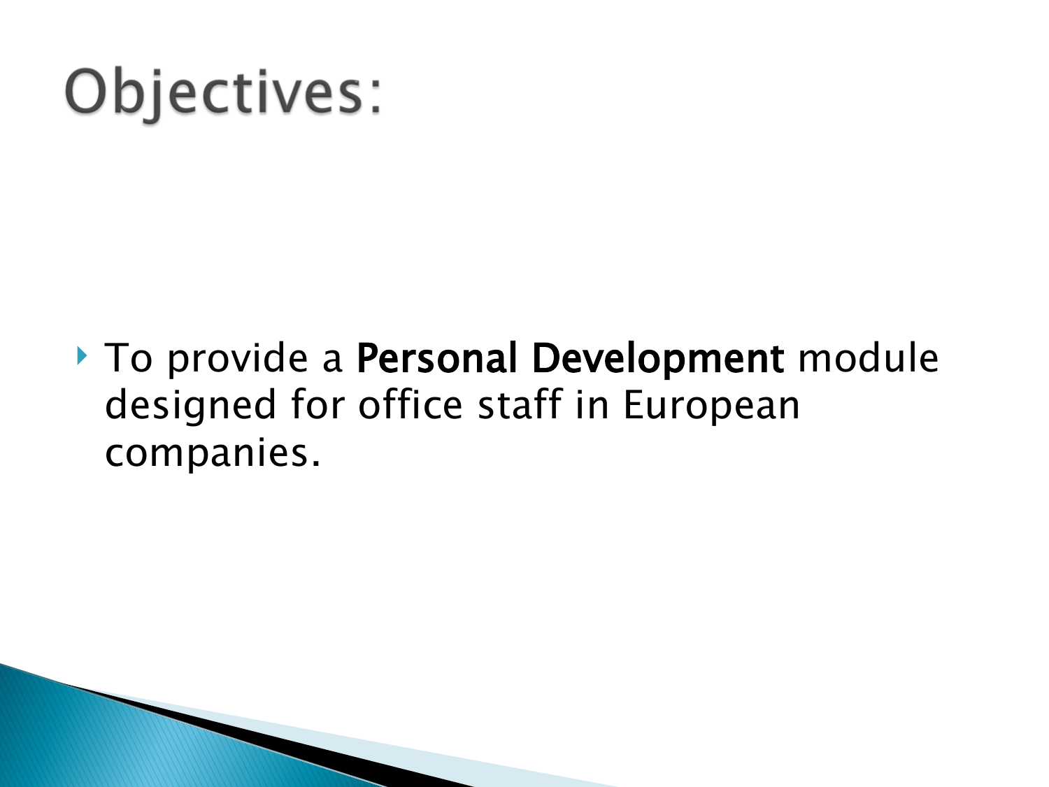# Objectives:

- To provide a **Personal Development** module designed for office staff in European companies.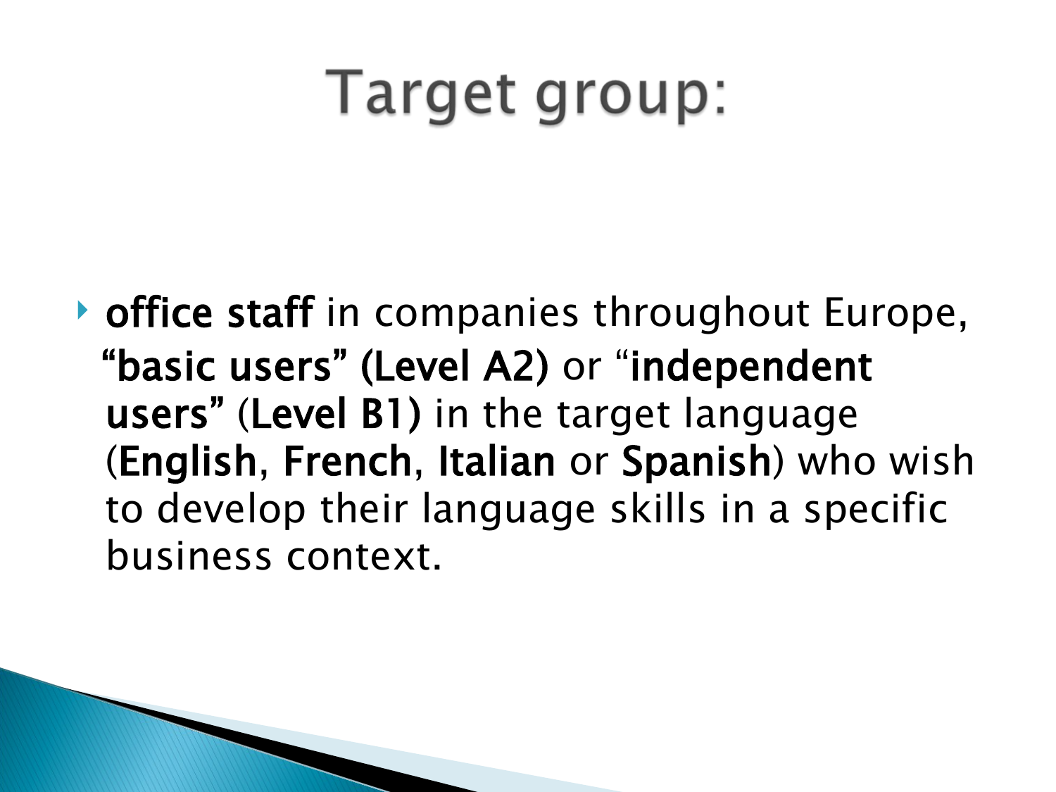# Target group:

- **office staff** in companies throughout Europe, **"basic users" (Level A2)** or "**independent users"** (**Level B1)** in the target language (**English, French**, **Italian** or **Spanish**) who wish to develop their language skills in a specific business context.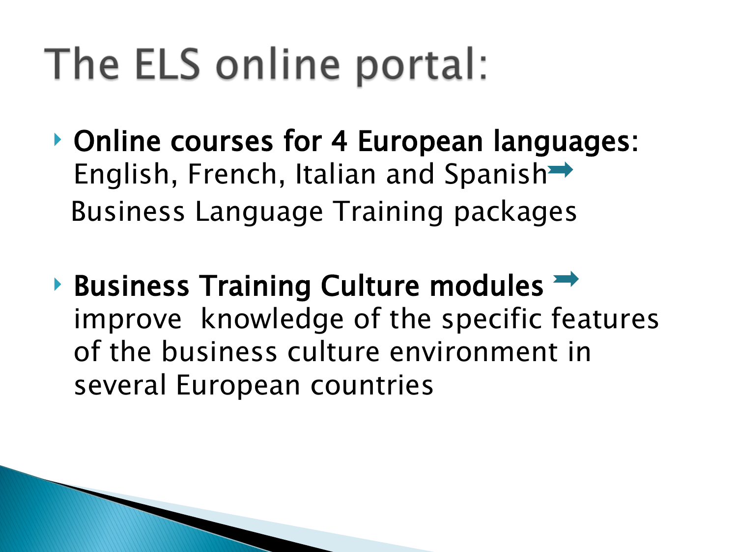# The ELS online portal:

- **Online courses for 4 European languages**: English, French, Italian and Spanish ➡ Business Language Training packages

- **Business Training Culture modules** ➡ improve knowledge of the specific features of the business culture environment in several European countries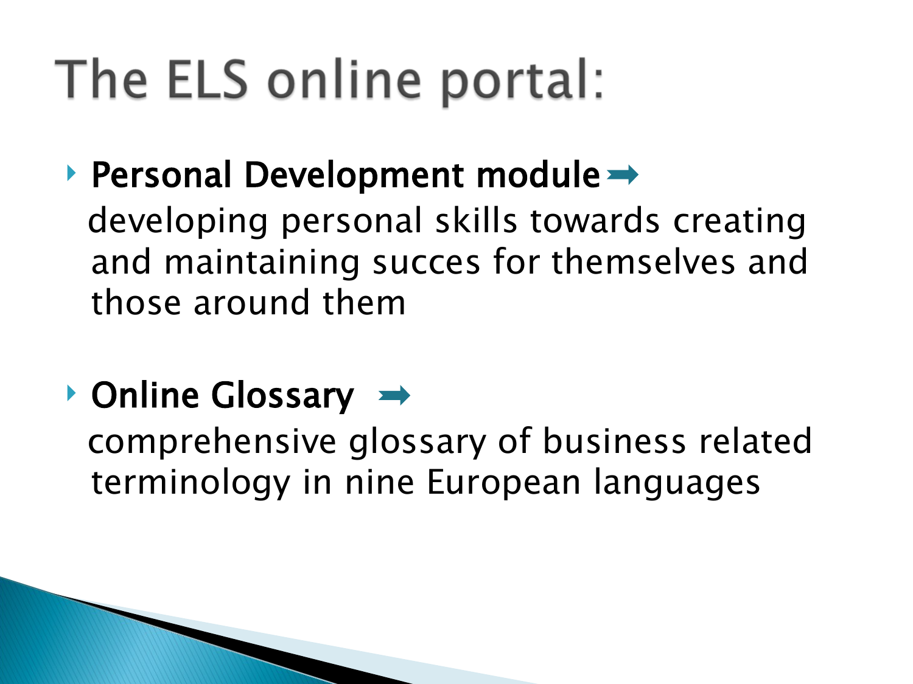# The ELS online portal:

- **Personal Development module** ➡
  developing personal skills towards creating and maintaining succes for themselves and those around them

- **Online Glossary** ➡
  comprehensive glossary of business related terminology in nine European languages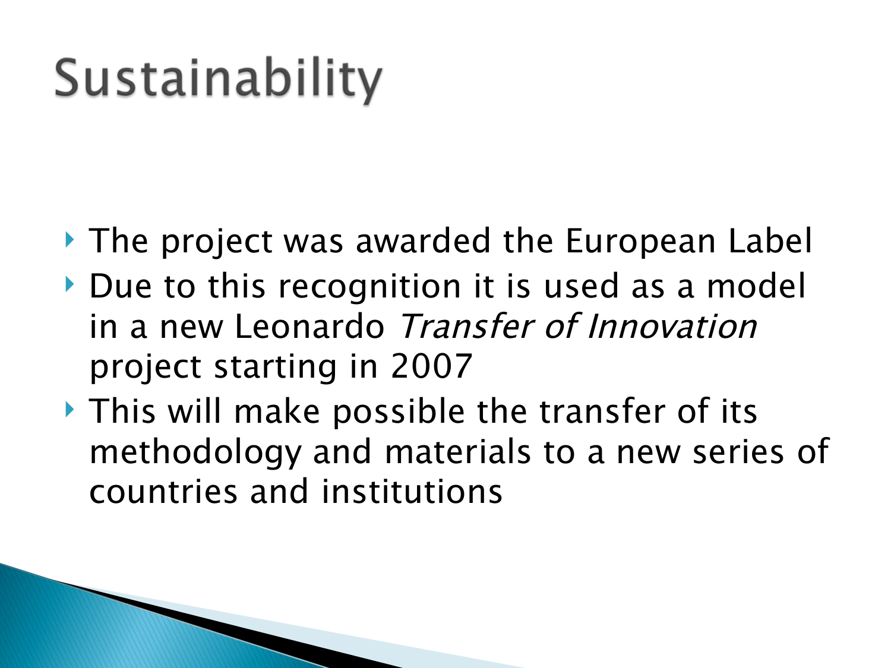# Sustainability

- The project was awarded the European Label
- Due to this recognition it is used as a model in a new Leonardo *Transfer of Innovation* project starting in 2007
- This will make possible the transfer of its methodology and materials to a new series of countries and institutions